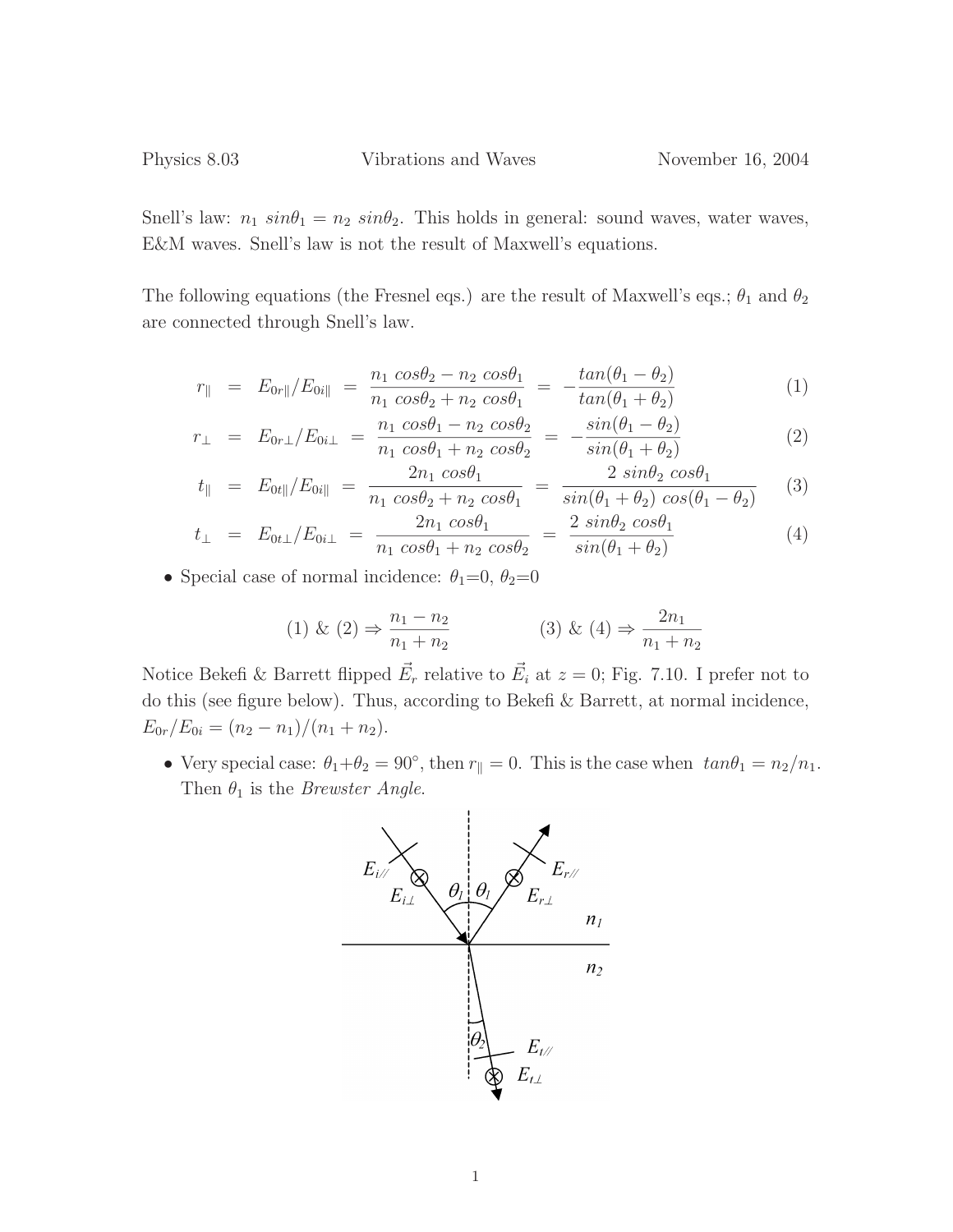Physics 8.03 Vibrations and Waves November 16, 2004

Snell's law: $n_1 \, sin\theta_1 = n_2 \, sin\theta_2$. This holds in general: sound waves, water waves, E&M waves. Snell's law is not the result of Maxwell's equations.

The following equations (the Fresnel eqs.) are the result of Maxwell's eqs.; $\theta_1$ and $\theta_2$ are connected through Snell's law.

$$r_\parallel = E_{0r\parallel}/E_{0i\parallel} = \frac{n_1 \, cos\theta_2 - n_2 \, cos\theta_1}{n_1 \, cos\theta_2 + n_2 \, cos\theta_1} = -\frac{tan(\theta_1 - \theta_2)}{tan(\theta_1 + \theta_2)} \quad (1)$$

$$r_\perp = E_{0r\perp}/E_{0i\perp} = \frac{n_1 \, cos\theta_1 - n_2 \, cos\theta_2}{n_1 \, cos\theta_1 + n_2 \, cos\theta_2} = -\frac{sin(\theta_1 - \theta_2)}{sin(\theta_1 + \theta_2)} \quad (2)$$

$$t_\parallel = E_{0t\parallel}/E_{0i\parallel} = \frac{2n_1 \, cos\theta_1}{n_1 \, cos\theta_2 + n_2 \, cos\theta_1} = \frac{2 \, sin\theta_2 \, cos\theta_1}{sin(\theta_1 + \theta_2) \, cos(\theta_1 - \theta_2)} \quad (3)$$

$$t_\perp = E_{0t\perp}/E_{0i\perp} = \frac{2n_1 \, cos\theta_1}{n_1 \, cos\theta_1 + n_2 \, cos\theta_2} = \frac{2 \, sin\theta_2 \, cos\theta_1}{sin(\theta_1 + \theta_2)} \quad (4)$$

- Special case of normal incidence: $\theta_1$=0, $\theta_2$=0

$$(1) \;\&\; (2) \Rightarrow \frac{n_1 - n_2}{n_1 + n_2} \qquad\qquad (3) \;\&\; (4) \Rightarrow \frac{2n_1}{n_1 + n_2}$$

Notice Bekefi & Barrett flipped $\vec{E}_r$ relative to $\vec{E}_i$ at $z = 0$; Fig. 7.10. I prefer not to do this (see figure below). Thus, according to Bekefi & Barrett, at normal incidence, $E_{0r}/E_{0i} = (n_2 - n_1)/(n_1 + n_2)$.

- Very special case: $\theta_1 + \theta_2 = 90°$, then $r_\parallel = 0$. This is the case when $tan\theta_1 = n_2/n_1$. Then $\theta_1$ is the *Brewster Angle*.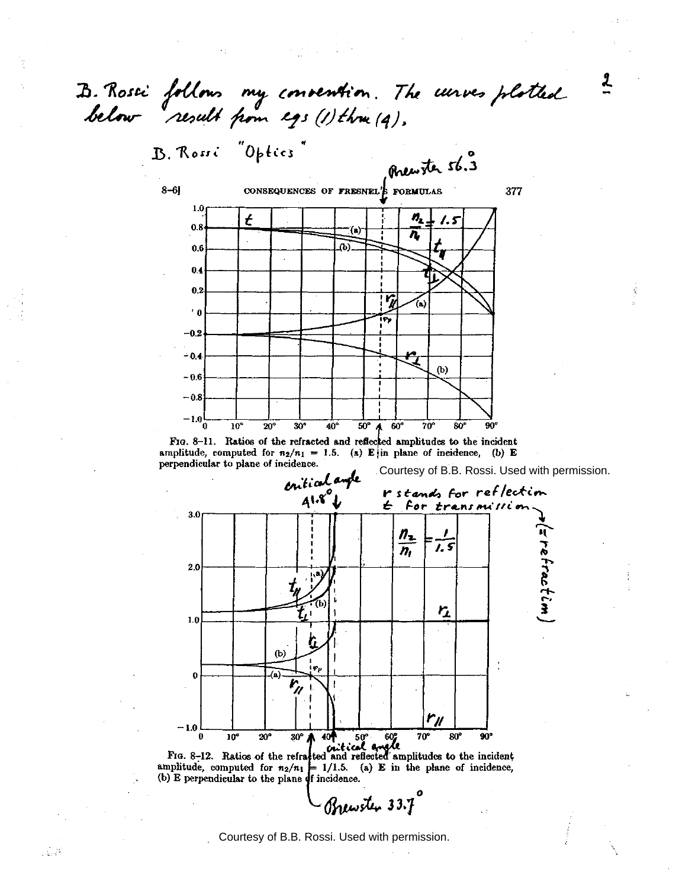B. Rossi follows my convention. The curves plotted below result from eqs (1) thru (4).

B. Rossi "Optics"

8–6] CONSEQUENCES OF FRESNEL'S FORMULAS

Brewster 56.3°

$t$

$\frac{n_2}{n_1} = 1.5$

$t_{\parallel}$

$t_{\perp}$

$r_{\parallel}$

$r_{\perp}$

(a)

(b)

$\varphi_p$

1.0

0.8

0.6

0.4

0.2

0

−0.2

−0.4

−0.6

−0.8

−1.0

0 10° 20° 30° 40° 50° 60° 70° 80° 90°

FIG. 8–11. Ratios of the refracted and reflected amplitudes to the incident amplitude, computed for $n_2/n_1 = 1.5$. (a) E in plane of incidence, (b) E perpendicular to plane of incidence.

Courtesy of B.B. Rossi. Used with permission.

critical angle 41.8°

r stands for reflection

t for transmission (= refraction)

$\frac{n_2}{n_1} = \frac{1}{1.5}$

$t_{\parallel}$

$t_{\perp}$

$r_{\perp}$

$r_{\perp}$

$r_{\parallel}$

$r_{\parallel}$

(a)

(b)

$\varphi_p$

3.0

2.0

1.0

0

−1.0

0 10° 20° 30° 40° 50° 60° 70° 80° 90°

critical angle

FIG. 8–12. Ratios of the refracted and reflected amplitudes to the incident amplitude, computed for $n_2/n_1 = 1/1.5$. (a) E in the plane of incidence, (b) E perpendicular to the plane of incidence.

Brewster 33.7°

Courtesy of B.B. Rossi. Used with permission.